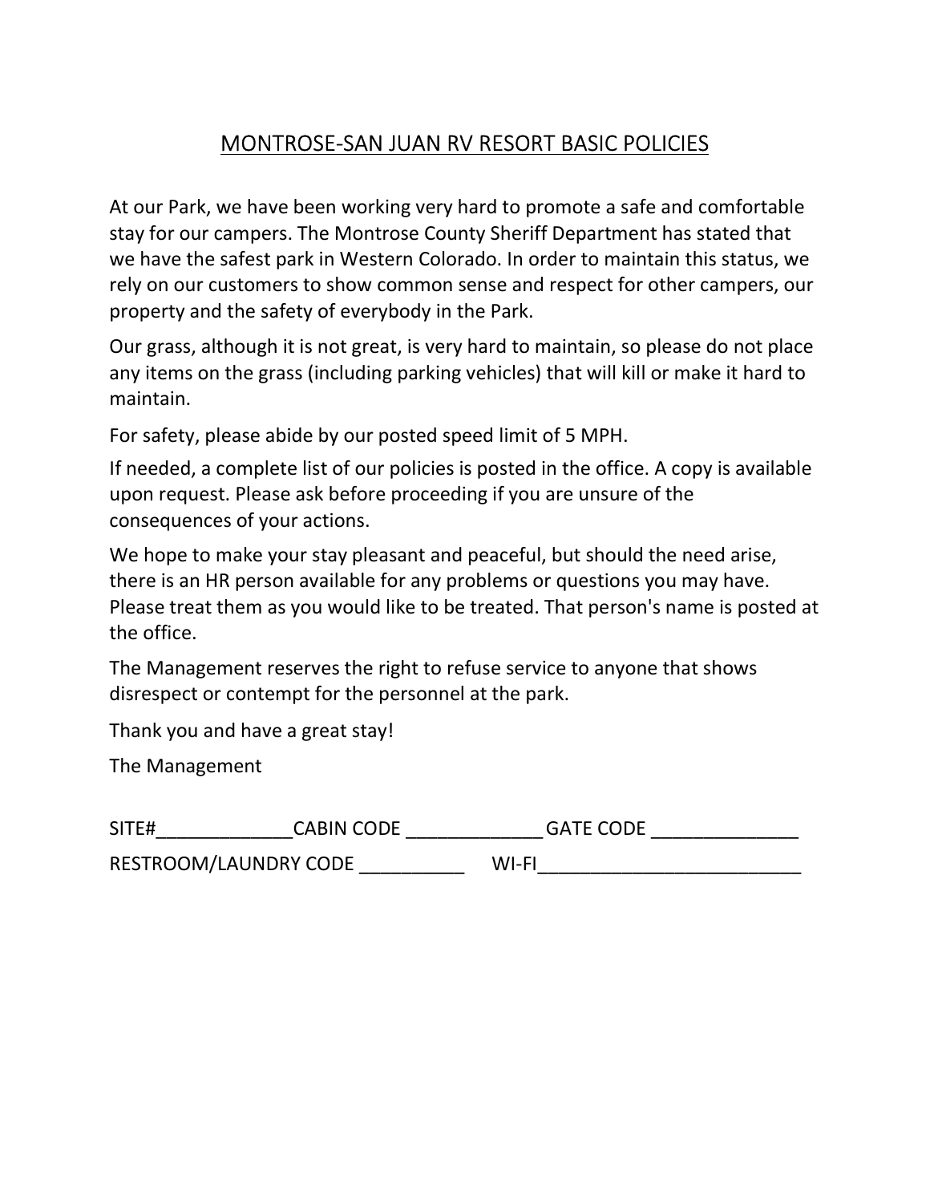# MONTROSE-SAN JUAN RV RESORT BASIC POLICIES

At our Park, we have been working very hard to promote a safe and comfortable stay for our campers. The Montrose County Sheriff Department has stated that we have the safest park in Western Colorado. In order to maintain this status, we rely on our customers to show common sense and respect for other campers, our property and the safety of everybody in the Park.

Our grass, although it is not great, is very hard to maintain, so please do not place any items on the grass (including parking vehicles) that will kill or make it hard to maintain.

For safety, please abide by our posted speed limit of 5 MPH.

If needed, a complete list of our policies is posted in the office. A copy is available upon request. Please ask before proceeding if you are unsure of the consequences of your actions.

We hope to make your stay pleasant and peaceful, but should the need arise, there is an HR person available for any problems or questions you may have. Please treat them as you would like to be treated. That person's name is posted at the office.

The Management reserves the right to refuse service to anyone that shows disrespect or contempt for the personnel at the park.

Thank you and have a great stay!

The Management

SITE#_____________CABIN CODE _____________ GATE CODE ______________

RESTROOM/LAUNDRY CODE __________ WI-FI_________________________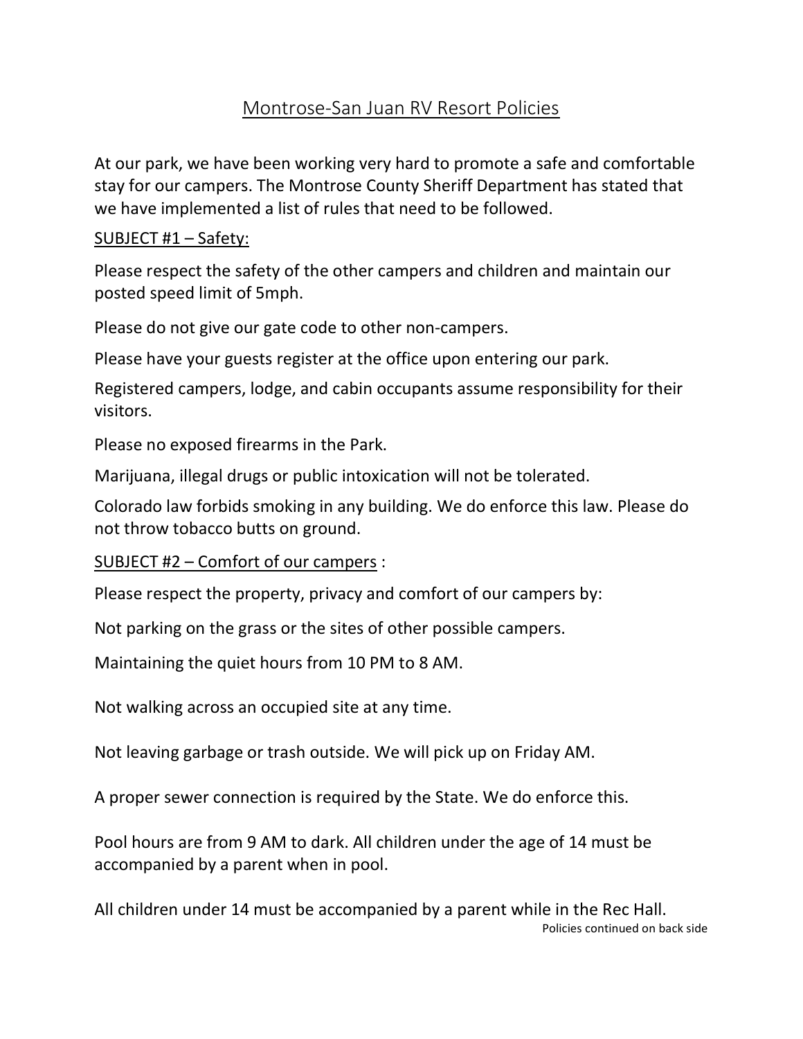# Montrose-San Juan RV Resort Policies

At our park, we have been working very hard to promote a safe and comfortable stay for our campers. The Montrose County Sheriff Department has stated that we have implemented a list of rules that need to be followed.

## SUBJECT #1 – Safety:

Please respect the safety of the other campers and children and maintain our posted speed limit of 5mph.

Please do not give our gate code to other non-campers.

Please have your guests register at the office upon entering our park.

Registered campers, lodge, and cabin occupants assume responsibility for their visitors.

Please no exposed firearms in the Park.

Marijuana, illegal drugs or public intoxication will not be tolerated.

Colorado law forbids smoking in any building. We do enforce this law. Please do not throw tobacco butts on ground.

## SUBJECT #2 – Comfort of our campers :

Please respect the property, privacy and comfort of our campers by:

Not parking on the grass or the sites of other possible campers.

Maintaining the quiet hours from 10 PM to 8 AM.

Not walking across an occupied site at any time.

Not leaving garbage or trash outside. We will pick up on Friday AM.

A proper sewer connection is required by the State. We do enforce this.

Pool hours are from 9 AM to dark. All children under the age of 14 must be accompanied by a parent when in pool.

All children under 14 must be accompanied by a parent while in the Rec Hall.

Policies continued on back side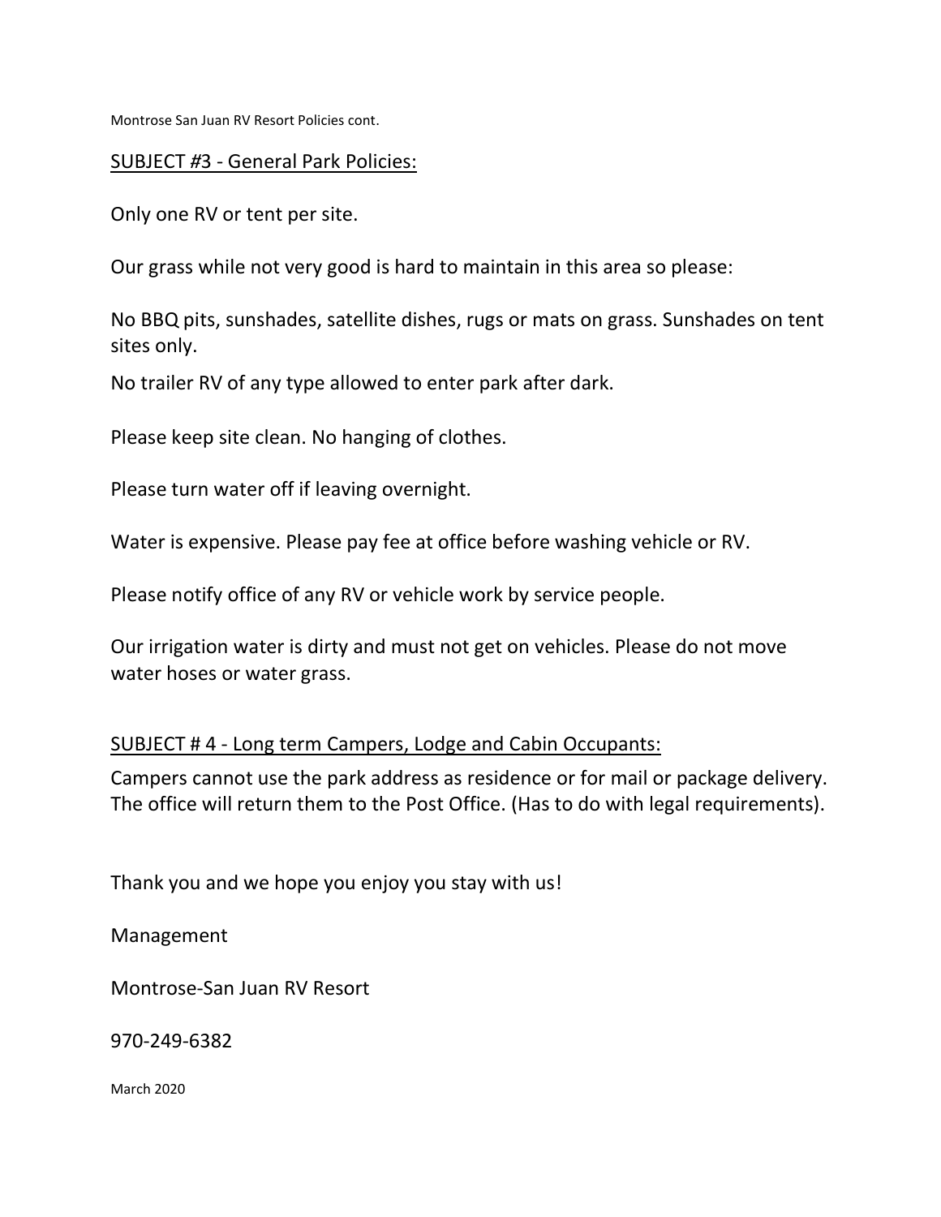Montrose San Juan RV Resort Policies cont.

## SUBJECT #3 - General Park Policies:

Only one RV or tent per site.

Our grass while not very good is hard to maintain in this area so please:

No BBQ pits, sunshades, satellite dishes, rugs or mats on grass. Sunshades on tent sites only.

No trailer RV of any type allowed to enter park after dark.

Please keep site clean. No hanging of clothes.

Please turn water off if leaving overnight.

Water is expensive. Please pay fee at office before washing vehicle or RV.

Please notify office of any RV or vehicle work by service people.

Our irrigation water is dirty and must not get on vehicles. Please do not move water hoses or water grass.

## SUBJECT # 4 - Long term Campers, Lodge and Cabin Occupants:

Campers cannot use the park address as residence or for mail or package delivery. The office will return them to the Post Office. (Has to do with legal requirements).

Thank you and we hope you enjoy you stay with us!

Management

Montrose-San Juan RV Resort

970-249-6382

March 2020